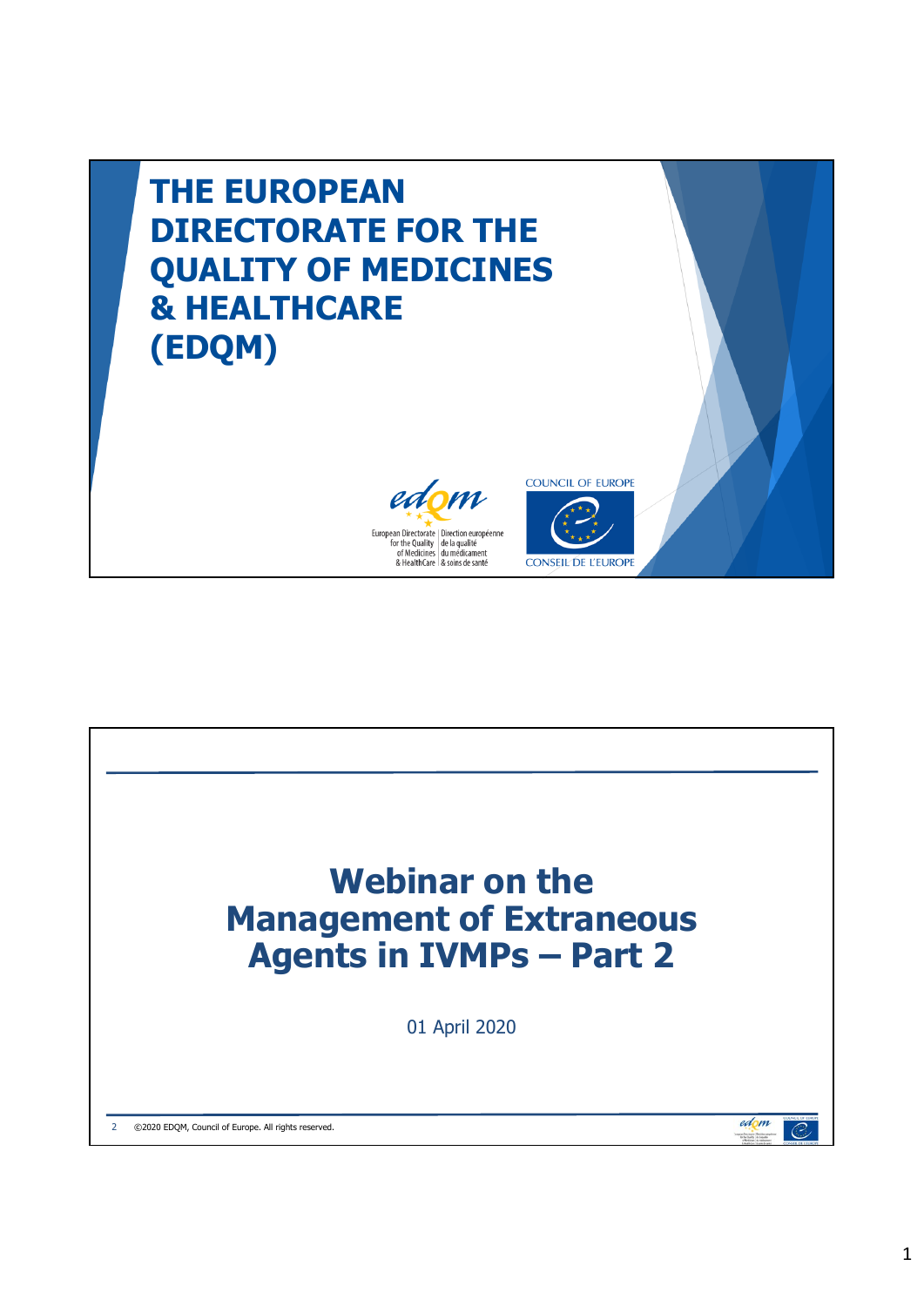# THE EUROPEAN DIRECTORATE FOR THE QUALITY OF MEDICINES & HEALTHCARE (EDQM)

European Directorate for the Quality of Medicines & HealthCare | Direction européenne de la qualité du médicament & soins de santé

COUNCIL OF EUROPE
CONSEIL DE L'EUROPE

# Webinar on the Management of Extraneous Agents in IVMPs – Part 2

01 April 2020

©2020 EDQM, Council of Europe. All rights reserved.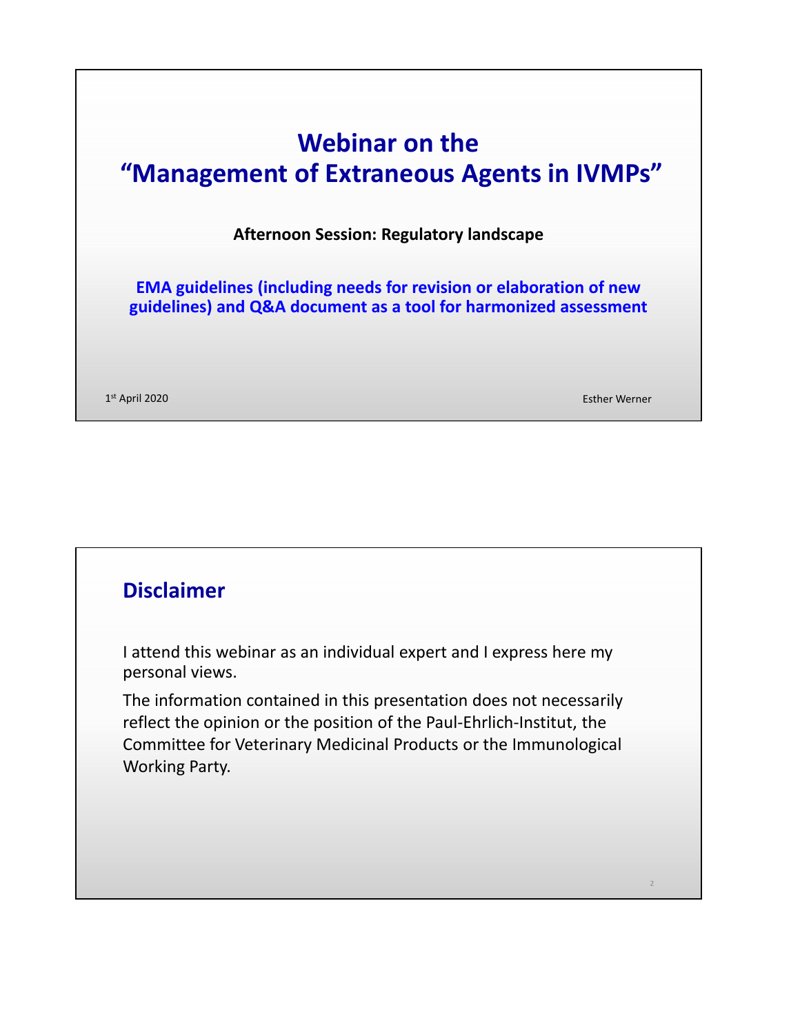# Webinar on the "Management of Extraneous Agents in IVMPs"

**Afternoon Session: Regulatory landscape**

**EMA guidelines (including needs for revision or elaboration of new guidelines) and Q&A document as a tool for harmonized assessment**

1st April 2020

Esther Werner

## Disclaimer

I attend this webinar as an individual expert and I express here my personal views.

The information contained in this presentation does not necessarily reflect the opinion or the position of the Paul-Ehrlich-Institut, the Committee for Veterinary Medicinal Products or the Immunological Working Party.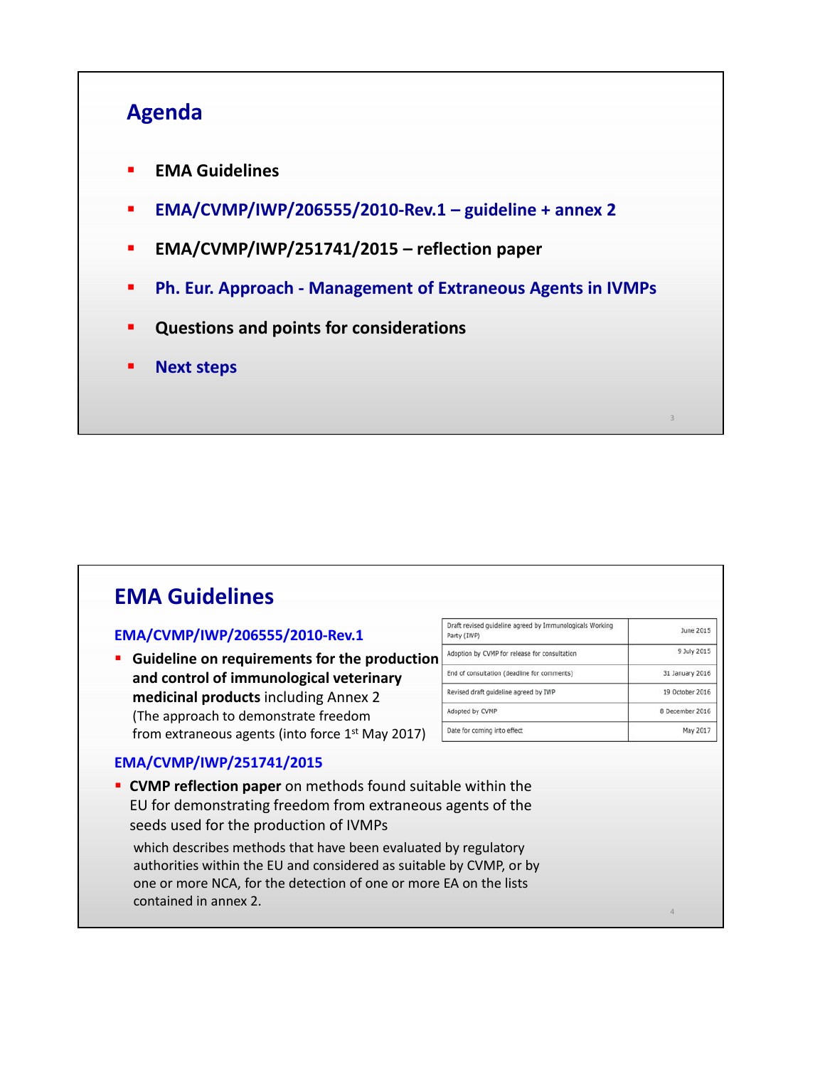## Agenda

- **EMA Guidelines**
- **EMA/CVMP/IWP/206555/2010-Rev.1 – guideline + annex 2**
- **EMA/CVMP/IWP/251741/2015 – reflection paper**
- **Ph. Eur. Approach - Management of Extraneous Agents in IVMPs**
- **Questions and points for considerations**
- **Next steps**

## EMA Guidelines

### EMA/CVMP/IWP/206555/2010-Rev.1

- **Guideline on requirements for the production and control of immunological veterinary medicinal products** including Annex 2 (The approach to demonstrate freedom from extraneous agents (into force 1st May 2017)

| | |
|---|---|
| Draft revised guideline agreed by Immunologicals Working Party (IWP) | June 2015 |
| Adoption by CVMP for release for consultation | 9 July 2015 |
| End of consultation (deadline for comments) | 31 January 2016 |
| Revised draft guideline agreed by IWP | 19 October 2016 |
| Adopted by CVMP | 8 December 2016 |
| Date for coming into effect | May 2017 |

### EMA/CVMP/IWP/251741/2015

- **CVMP reflection paper** on methods found suitable within the EU for demonstrating freedom from extraneous agents of the seeds used for the production of IVMPs

  which describes methods that have been evaluated by regulatory authorities within the EU and considered as suitable by CVMP, or by one or more NCA, for the detection of one or more EA on the lists contained in annex 2.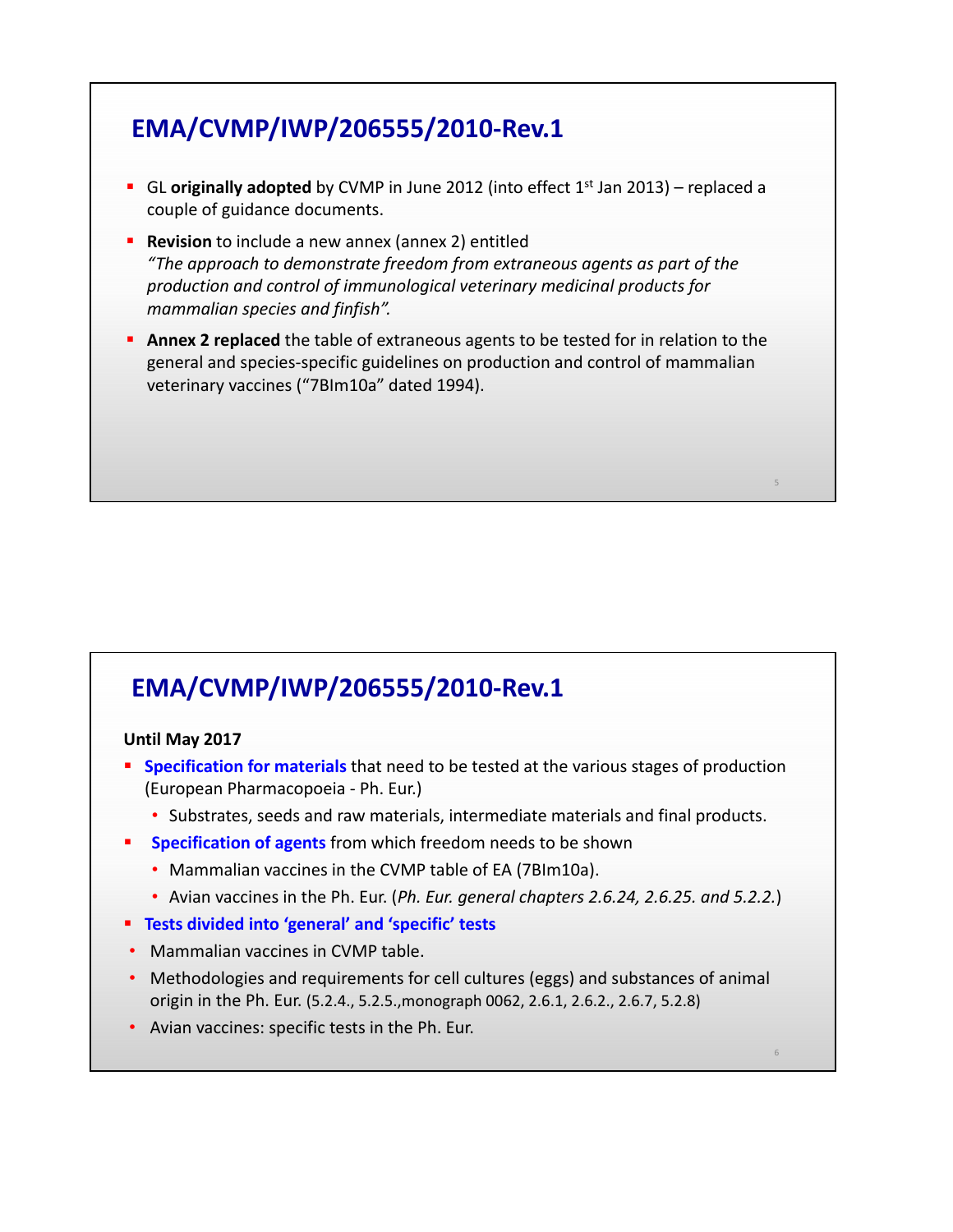## EMA/CVMP/IWP/206555/2010-Rev.1

- GL **originally adopted** by CVMP in June 2012 (into effect 1st Jan 2013) – replaced a couple of guidance documents.
- **Revision** to include a new annex (annex 2) entitled
  *"The approach to demonstrate freedom from extraneous agents as part of the production and control of immunological veterinary medicinal products for mammalian species and finfish".*
- **Annex 2 replaced** the table of extraneous agents to be tested for in relation to the general and species-specific guidelines on production and control of mammalian veterinary vaccines ("7BIm10a" dated 1994).

## EMA/CVMP/IWP/206555/2010-Rev.1

**Until May 2017**

- **Specification for materials** that need to be tested at the various stages of production (European Pharmacopoeia - Ph. Eur.)
  - Substrates, seeds and raw materials, intermediate materials and final products.
- **Specification of agents** from which freedom needs to be shown
  - Mammalian vaccines in the CVMP table of EA (7BIm10a).
  - Avian vaccines in the Ph. Eur. (*Ph. Eur. general chapters 2.6.24, 2.6.25. and 5.2.2.*)
- **Tests divided into 'general' and 'specific' tests**
- Mammalian vaccines in CVMP table.
- Methodologies and requirements for cell cultures (eggs) and substances of animal origin in the Ph. Eur. (5.2.4., 5.2.5.,monograph 0062, 2.6.1, 2.6.2., 2.6.7, 5.2.8)
- Avian vaccines: specific tests in the Ph. Eur.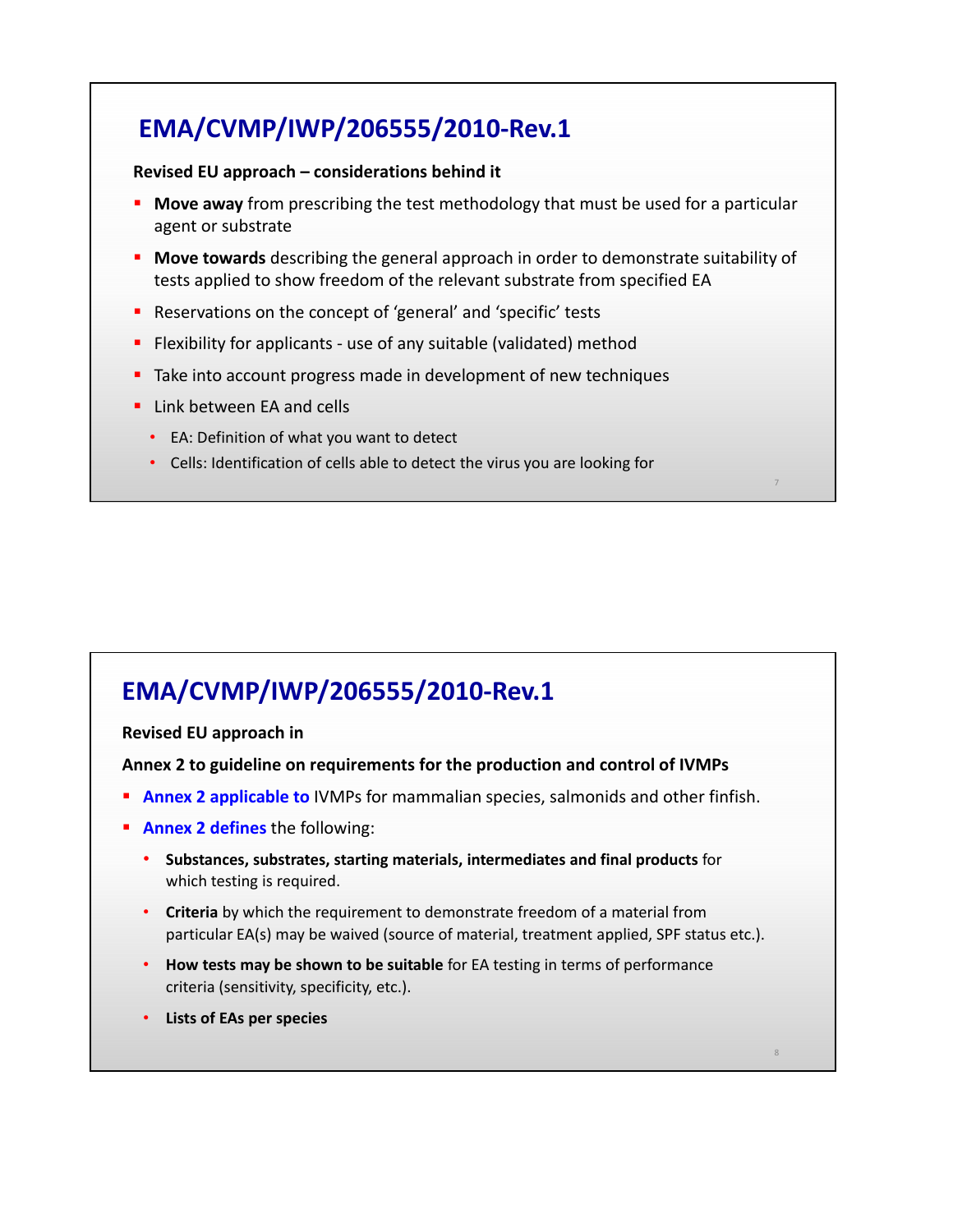## EMA/CVMP/IWP/206555/2010-Rev.1

**Revised EU approach – considerations behind it**

- **Move away** from prescribing the test methodology that must be used for a particular agent or substrate
- **Move towards** describing the general approach in order to demonstrate suitability of tests applied to show freedom of the relevant substrate from specified EA
- Reservations on the concept of 'general' and 'specific' tests
- Flexibility for applicants - use of any suitable (validated) method
- Take into account progress made in development of new techniques
- Link between EA and cells
  - EA: Definition of what you want to detect
  - Cells: Identification of cells able to detect the virus you are looking for

## EMA/CVMP/IWP/206555/2010-Rev.1

**Revised EU approach in**

**Annex 2 to guideline on requirements for the production and control of IVMPs**

- **Annex 2 applicable to** IVMPs for mammalian species, salmonids and other finfish.
- **Annex 2 defines** the following:
  - **Substances, substrates, starting materials, intermediates and final products** for which testing is required.
  - **Criteria** by which the requirement to demonstrate freedom of a material from particular EA(s) may be waived (source of material, treatment applied, SPF status etc.).
  - **How tests may be shown to be suitable** for EA testing in terms of performance criteria (sensitivity, specificity, etc.).
  - **Lists of EAs per species**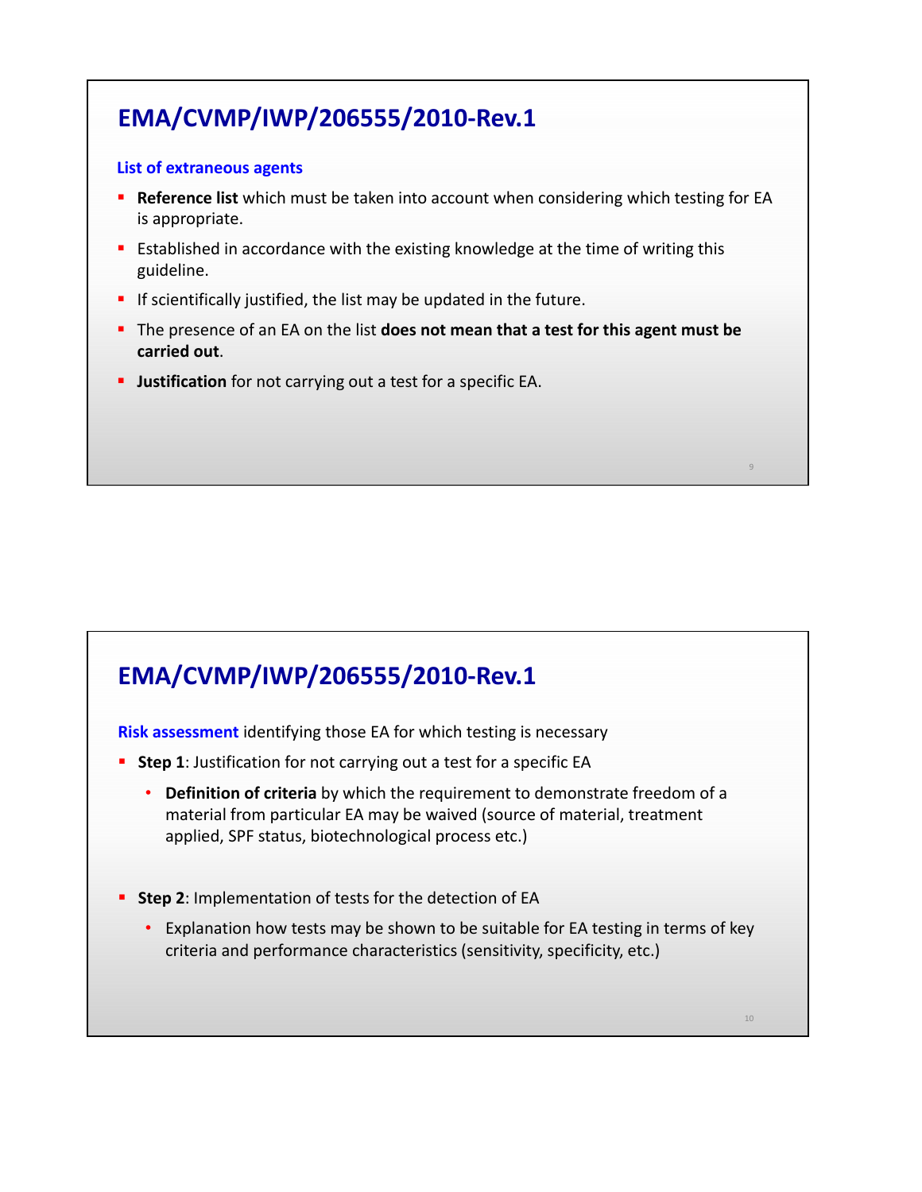## EMA/CVMP/IWP/206555/2010-Rev.1

**List of extraneous agents**

- **Reference list** which must be taken into account when considering which testing for EA is appropriate.
- Established in accordance with the existing knowledge at the time of writing this guideline.
- If scientifically justified, the list may be updated in the future.
- The presence of an EA on the list **does not mean that a test for this agent must be carried out**.
- **Justification** for not carrying out a test for a specific EA.

## EMA/CVMP/IWP/206555/2010-Rev.1

**Risk assessment** identifying those EA for which testing is necessary

- **Step 1**: Justification for not carrying out a test for a specific EA
  - **Definition of criteria** by which the requirement to demonstrate freedom of a material from particular EA may be waived (source of material, treatment applied, SPF status, biotechnological process etc.)
- **Step 2**: Implementation of tests for the detection of EA
  - Explanation how tests may be shown to be suitable for EA testing in terms of key criteria and performance characteristics (sensitivity, specificity, etc.)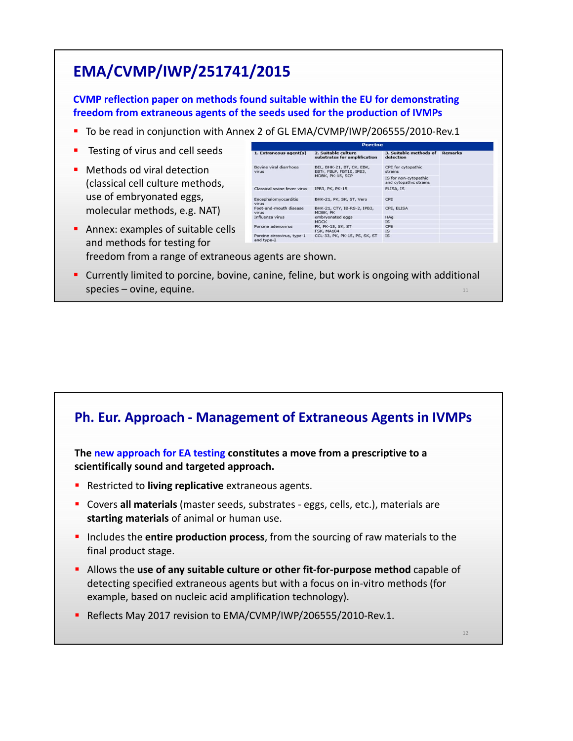## EMA/CVMP/IWP/251741/2015

**CVMP reflection paper on methods found suitable within the EU for demonstrating freedom from extraneous agents of the seeds used for the production of IVMPs**

- To be read in conjunction with Annex 2 of GL EMA/CVMP/IWP/206555/2010-Rev.1
- Testing of virus and cell seeds
- Methods od viral detection (classical cell culture methods, use of embryonated eggs, molecular methods, e.g. NAT)
- Annex: examples of suitable cells and methods for testing for freedom from a range of extraneous agents are shown.
- Currently limited to porcine, bovine, canine, feline, but work is ongoing with additional species – ovine, equine.

| Porcine | | | |
|---|---|---|---|
| 1. Extraneous agent(s) | 2. Suitable culture substrates for amplification | 3. Suitable methods of detection | Remarks |
| Bovine viral diarrhoea virus | BEL, BHK-21, BT, CK, EBK, EBTr, FBLP, FBT10, IPB3, MDBK, PK-15, SCP | CPE for cytopathic strains<br>IS for non-cytopathic and cytopathic strains | |
| Classical swine fever virus | IPB3, PK, PK-15 | ELISA, IS | |
| Encephalomyocarditis virus | BHK-21, PK, SK, ST, Vero | CPE | |
| Foot-and-mouth disease virus | BHK-21, CTY, IB-RS-2, IPB3, MDBK, PK | CPE, ELISA | |
| Influenza virus | embryonated eggs<br>MDCK | HAg<br>IS | |
| Porcine adenovirus | PK, PK-15, SK, ST<br>FSK, MA104 | CPE<br>IS | |
| Porcine circovirus, type-1 and type-2 | CCL-33, PK, PK-15, PS, SK, ST | IS | |

## Ph. Eur. Approach - Management of Extraneous Agents in IVMPs

**The new approach for EA testing constitutes a move from a prescriptive to a scientifically sound and targeted approach.**

- Restricted to **living replicative** extraneous agents.
- Covers **all materials** (master seeds, substrates - eggs, cells, etc.), materials are **starting materials** of animal or human use.
- Includes the **entire production process**, from the sourcing of raw materials to the final product stage.
- Allows the **use of any suitable culture or other fit-for-purpose method** capable of detecting specified extraneous agents but with a focus on in-vitro methods (for example, based on nucleic acid amplification technology).
- Reflects May 2017 revision to EMA/CVMP/IWP/206555/2010-Rev.1.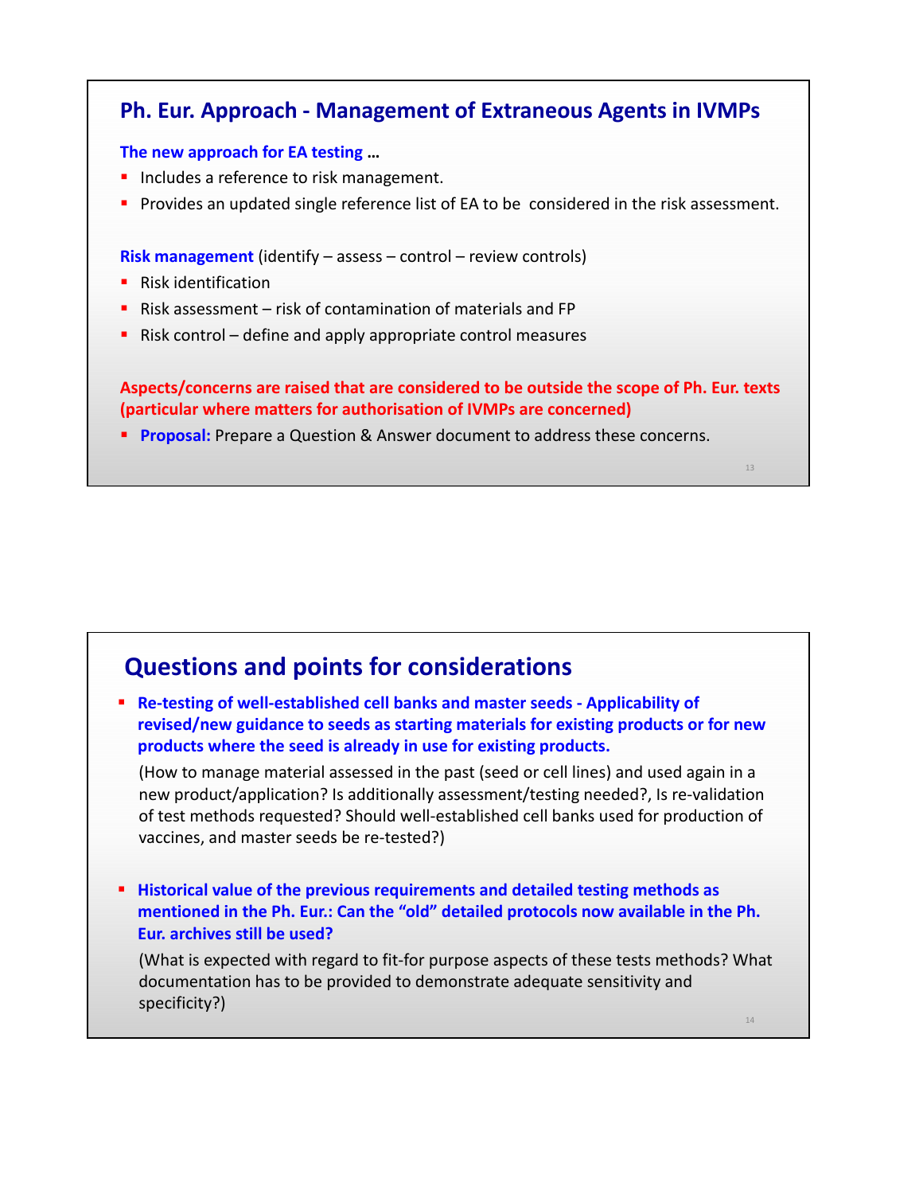## Ph. Eur. Approach - Management of Extraneous Agents in IVMPs

**The new approach for EA testing …**

- Includes a reference to risk management.
- Provides an updated single reference list of EA to be considered in the risk assessment.

**Risk management** (identify – assess – control – review controls)

- Risk identification
- Risk assessment – risk of contamination of materials and FP
- Risk control – define and apply appropriate control measures

**Aspects/concerns are raised that are considered to be outside the scope of Ph. Eur. texts (particular where matters for authorisation of IVMPs are concerned)**

- **Proposal:** Prepare a Question & Answer document to address these concerns.

## Questions and points for considerations

- **Re-testing of well-established cell banks and master seeds - Applicability of revised/new guidance to seeds as starting materials for existing products or for new products where the seed is already in use for existing products.**

  (How to manage material assessed in the past (seed or cell lines) and used again in a new product/application? Is additionally assessment/testing needed?, Is re-validation of test methods requested? Should well-established cell banks used for production of vaccines, and master seeds be re-tested?)

- **Historical value of the previous requirements and detailed testing methods as mentioned in the Ph. Eur.: Can the "old" detailed protocols now available in the Ph. Eur. archives still be used?**

  (What is expected with regard to fit-for purpose aspects of these tests methods? What documentation has to be provided to demonstrate adequate sensitivity and specificity?)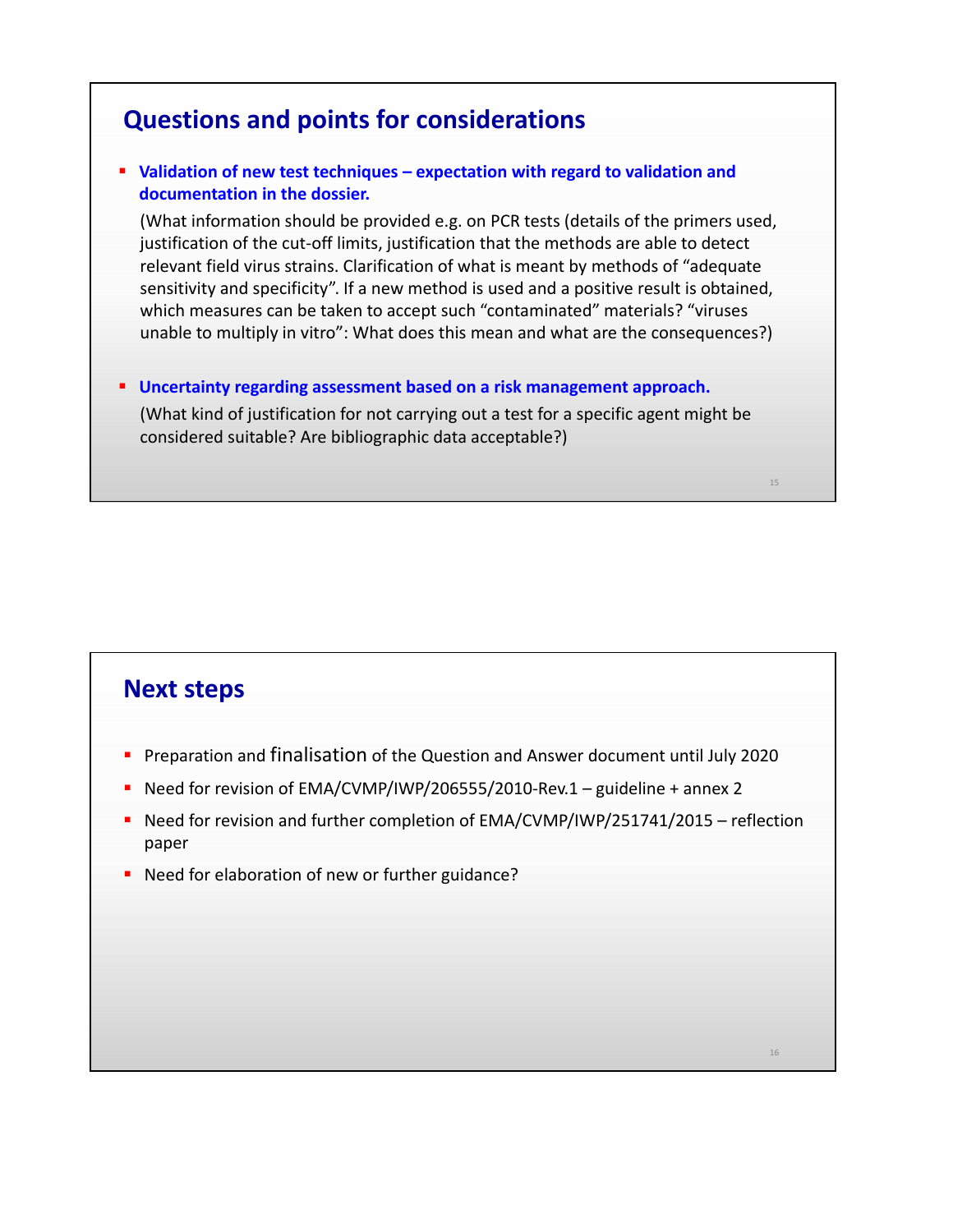## Questions and points for considerations

- **Validation of new test techniques – expectation with regard to validation and documentation in the dossier.**

  (What information should be provided e.g. on PCR tests (details of the primers used, justification of the cut-off limits, justification that the methods are able to detect relevant field virus strains. Clarification of what is meant by methods of "adequate sensitivity and specificity". If a new method is used and a positive result is obtained, which measures can be taken to accept such "contaminated" materials? "viruses unable to multiply in vitro": What does this mean and what are the consequences?)

- **Uncertainty regarding assessment based on a risk management approach.**

  (What kind of justification for not carrying out a test for a specific agent might be considered suitable? Are bibliographic data acceptable?)

## Next steps

- Preparation and finalisation of the Question and Answer document until July 2020
- Need for revision of EMA/CVMP/IWP/206555/2010-Rev.1 – guideline + annex 2
- Need for revision and further completion of EMA/CVMP/IWP/251741/2015 – reflection paper
- Need for elaboration of new or further guidance?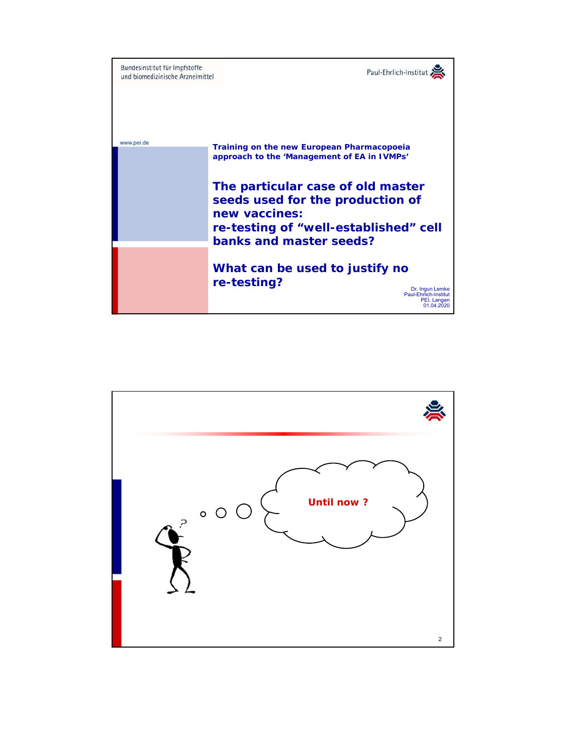Bundesinstitut für Impfstoffe
und biomedizinische Arzneimittel

Paul-Ehrlich-Institut

www.pei.de

**Training on the new European Pharmacopoeia approach to the 'Management of EA in IVMPs'**

# The particular case of old master seeds used for the production of new vaccines: re-testing of "well-established" cell banks and master seeds?

# What can be used to justify no re-testing?

Dr. Ingun Lemke
Paul-Ehrlich-Institut
PEI, Langen
01.04.2020

---

**Until now ?**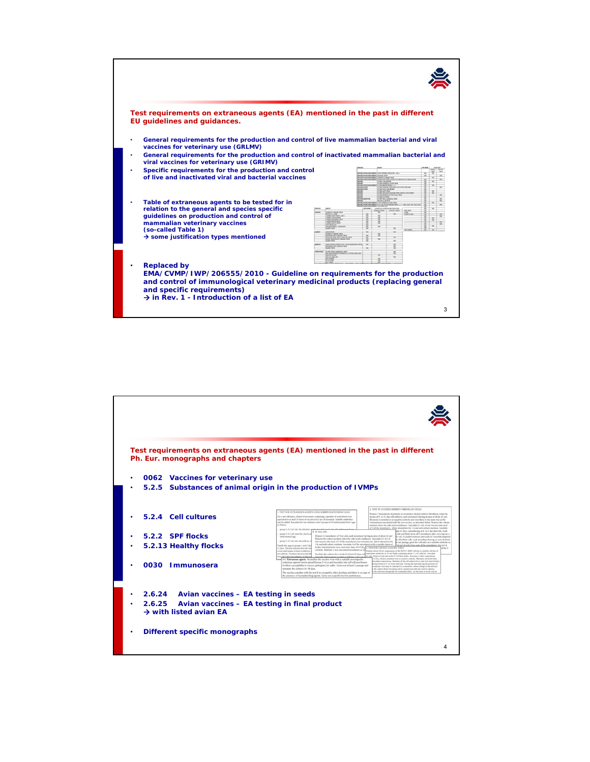## Test requirements on extraneous agents (EA) mentioned in the past in different EU guidelines and guidances.

- **General requirements for the production and control of live mammalian bacterial and viral vaccines for veterinary use (GRLMV)**
- **General requirements for the production and control of inactivated mammalian bacterial and viral vaccines for veterinary use (GRIMV)**
- **Specific requirements for the production and control of live and inactivated viral and bacterial vaccines**
- **Table of extraneous agents to be tested for in relation to the general and species specific guidelines on production and control of mammalian veterinary vaccines (so-called Table 1)**
  **→ some justification types mentioned**
- **Replaced by EMA/CVMP/IWP/206555/2010 - Guideline on requirements for the production and control of immunological veterinary medicinal products (replacing general and specific requirements)**
  **→ in Rev. 1 - Introduction of a list of EA**

## Test requirements on extraneous agents (EA) mentioned in the past in different Ph. Eur. monographs and chapters

- **0062 Vaccines for veterinary use**
- **5.2.5 Substances of animal origin in the production of IVMPs**
- **5.2.4 Cell cultures**
- **5.2.2 SPF flocks**
- **5.2.13 Healthy flocks**
- **0030 Immunosera**
- **2.6.24 Avian vaccines – EA testing in seeds**
- **2.6.25 Avian vaccines – EA testing in final product**
  **→ with listed avian EA**
- **Different specific monographs**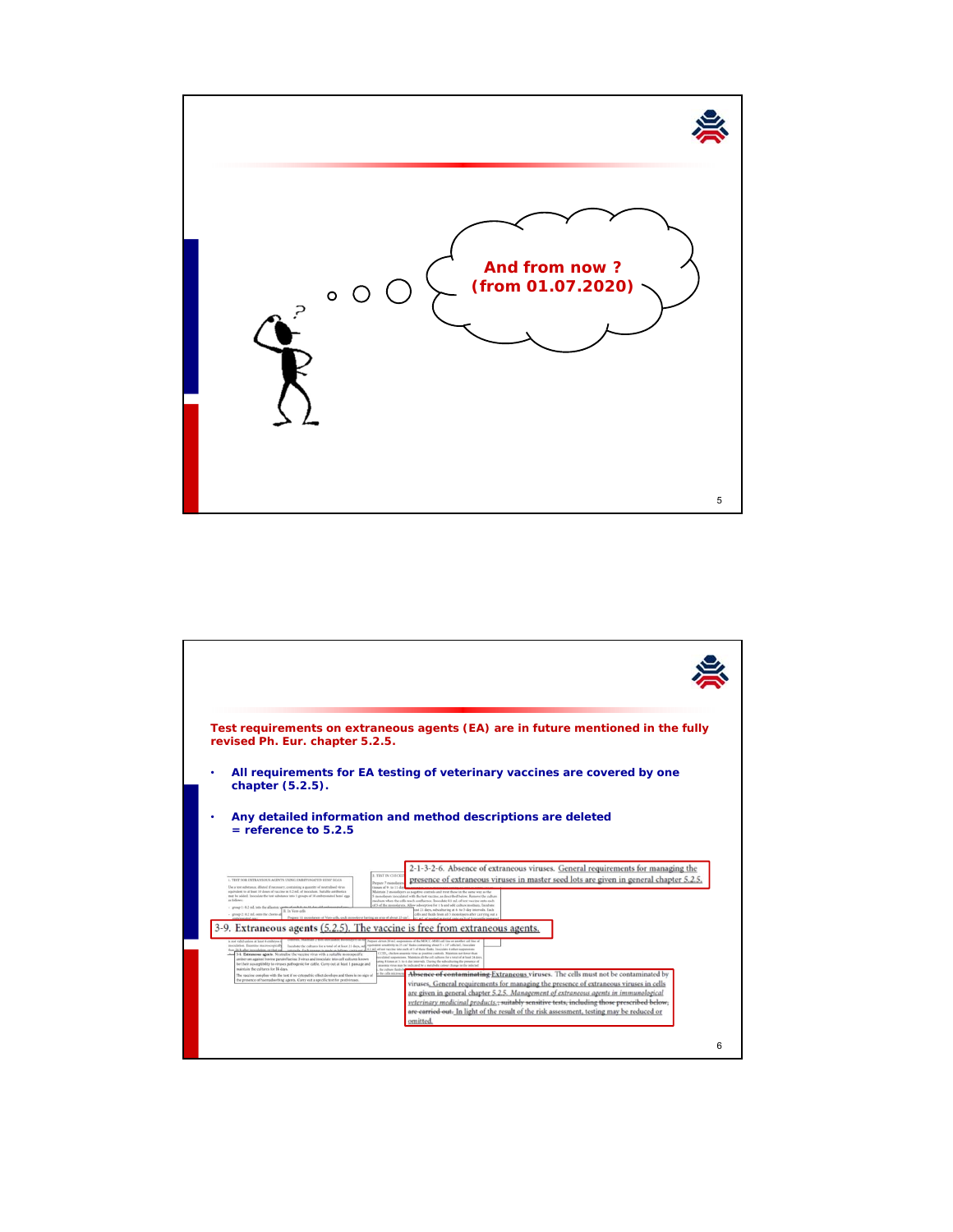And from now ?
(from 01.07.2020)

**Test requirements on extraneous agents (EA) are in future mentioned in the fully revised Ph. Eur. chapter 5.2.5.**

- **All requirements for EA testing of veterinary vaccines are covered by one chapter (5.2.5).**
- **Any detailed information and method descriptions are deleted = reference to 5.2.5**

2-1-3-2-6. Absence of extraneous viruses. General requirements for managing the presence of extraneous viruses in master seed lots are given in general chapter 5.2.5.

3-9. Extraneous agents (5.2.5). The vaccine is free from extraneous agents.

~~Absence of contaminating~~ Extraneous viruses. The cells must not be contaminated by viruses. General requirements for managing the presence of extraneous viruses in cells are given in general chapter 5.2.5. *Management of extraneous agents in immunological veterinary medicinal products.* ~~; suitably sensitive tests, including those prescribed below, are carried out.~~ In light of the result of the risk assessment, testing may be reduced or omitted.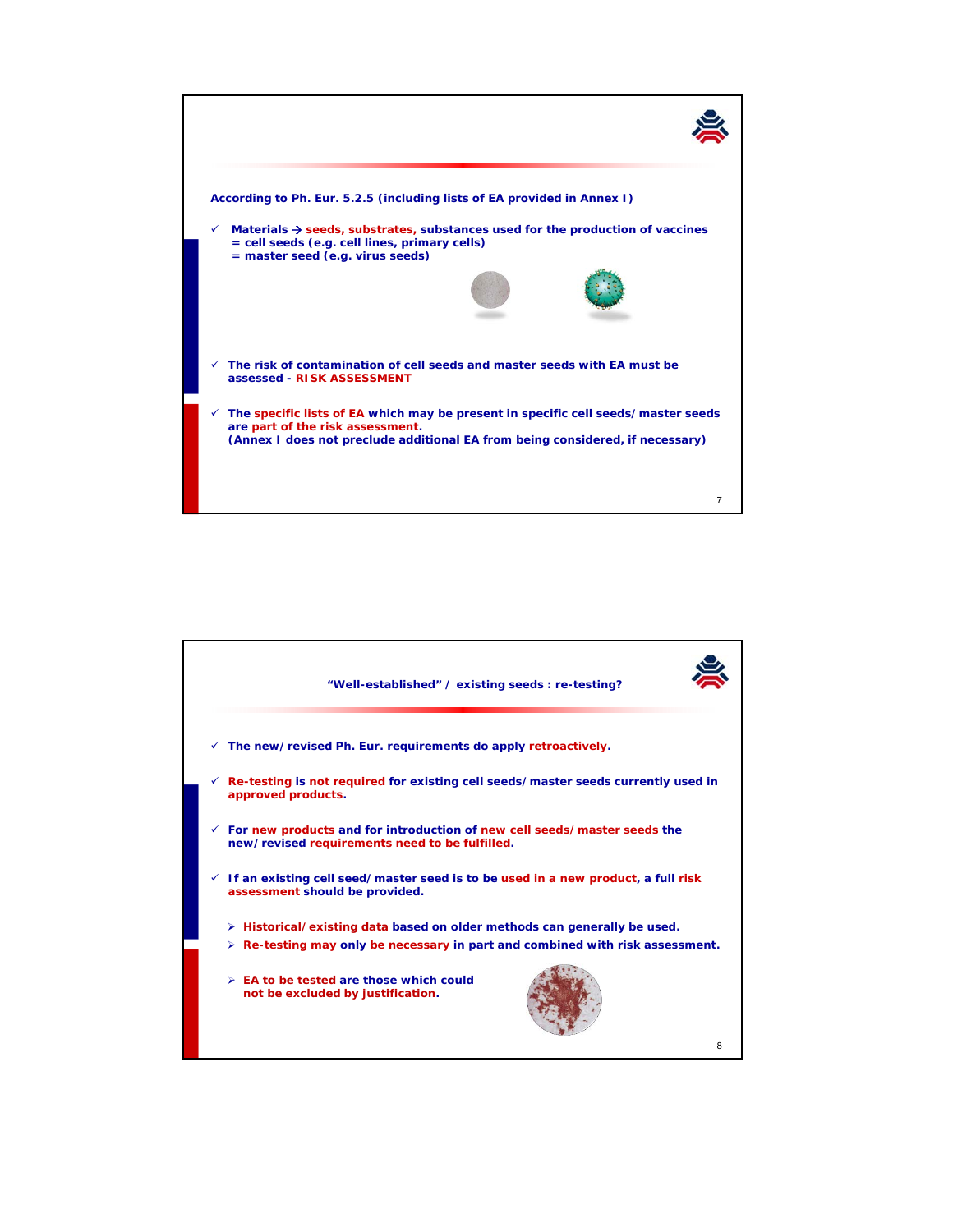According to Ph. Eur. 5.2.5 (including lists of EA provided in Annex I)

- Materials → seeds, substrates, substances used for the production of vaccines
  = cell seeds (e.g. cell lines, primary cells)
  = master seed (e.g. virus seeds)

- The risk of contamination of cell seeds and master seeds with EA must be assessed - RISK ASSESSMENT

- The specific lists of EA which may be present in specific cell seeds/master seeds are part of the risk assessment.
  (Annex I does not preclude additional EA from being considered, if necessary)

## "Well-established" / existing seeds : re-testing?

- The new/revised Ph. Eur. requirements do apply retroactively.

- Re-testing is not required for existing cell seeds/master seeds currently used in approved products.

- For new products and for introduction of new cell seeds/master seeds the new/revised requirements need to be fulfilled.

- If an existing cell seed/master seed is to be used in a new product, a full risk assessment should be provided.
  - Historical/existing data based on older methods can generally be used.
  - Re-testing may only be necessary in part and combined with risk assessment.
  - EA to be tested are those which could not be excluded by justification.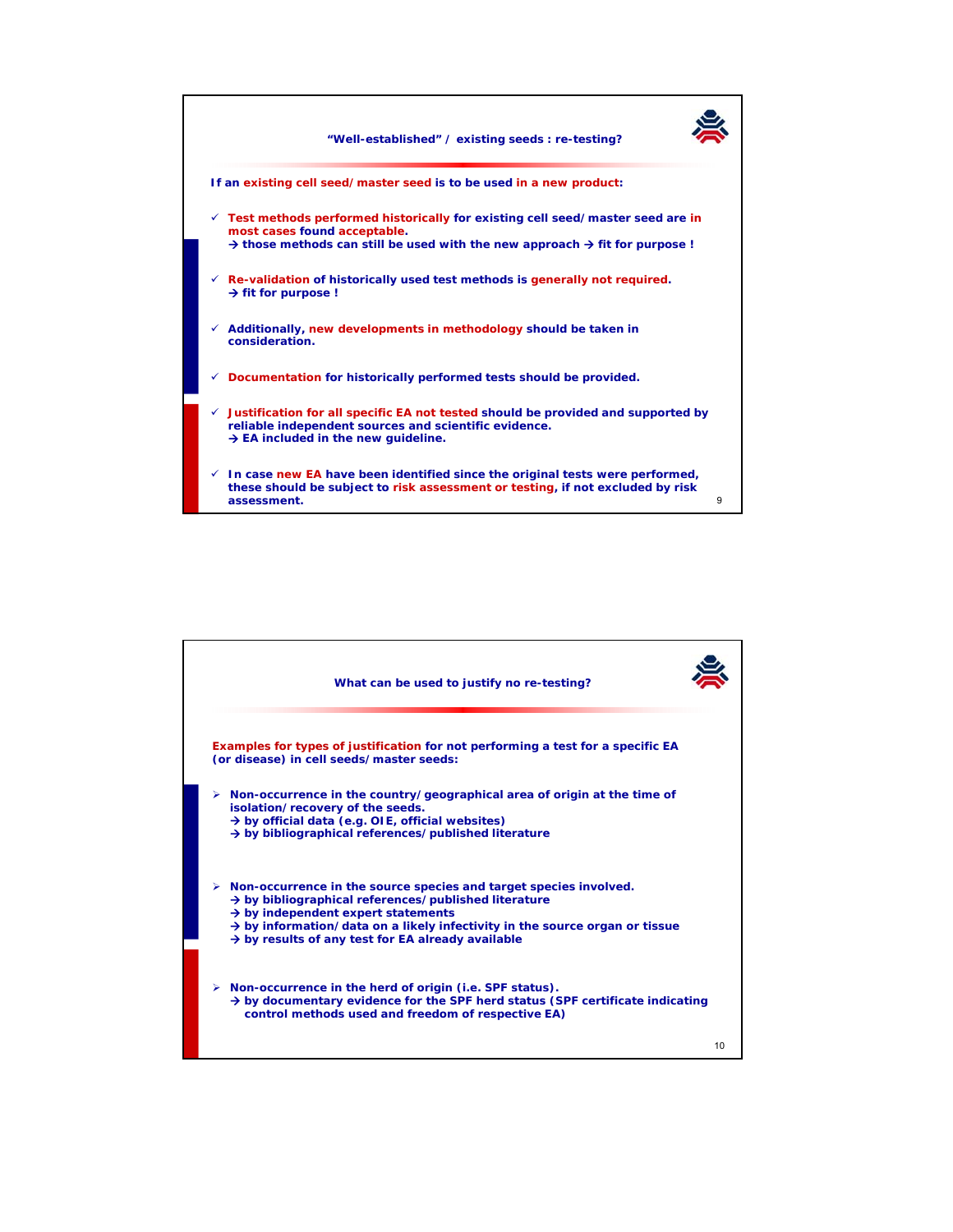## "Well-established" / existing seeds : re-testing?

**If an existing cell seed/master seed is to be used in a new product:**

- ✓ **Test methods performed historically for existing cell seed/master seed are in most cases found acceptable.**
  **→ those methods can still be used with the new approach → fit for purpose !**
- ✓ **Re-validation of historically used test methods is generally not required.**
  **→ fit for purpose !**
- ✓ **Additionally, new developments in methodology should be taken in consideration.**
- ✓ **Documentation for historically performed tests should be provided.**
- ✓ **Justification for all specific EA not tested should be provided and supported by reliable independent sources and scientific evidence.**
  **→ EA included in the new guideline.**
- ✓ **In case new EA have been identified since the original tests were performed, these should be subject to risk assessment or testing, if not excluded by risk assessment.**

## What can be used to justify no re-testing?

**Examples for types of justification for not performing a test for a specific EA (or disease) in cell seeds/master seeds:**

- **Non-occurrence in the country/geographical area of origin at the time of isolation/recovery of the seeds.**
  **→ by official data (e.g. OIE, official websites)**
  **→ by bibliographical references/published literature**
- **Non-occurrence in the source species and target species involved.**
  **→ by bibliographical references/published literature**
  **→ by independent expert statements**
  **→ by information/data on a likely infectivity in the source organ or tissue**
  **→ by results of any test for EA already available**
- **Non-occurrence in the herd of origin (i.e. SPF status).**
  **→ by documentary evidence for the SPF herd status (SPF certificate indicating control methods used and freedom of respective EA)**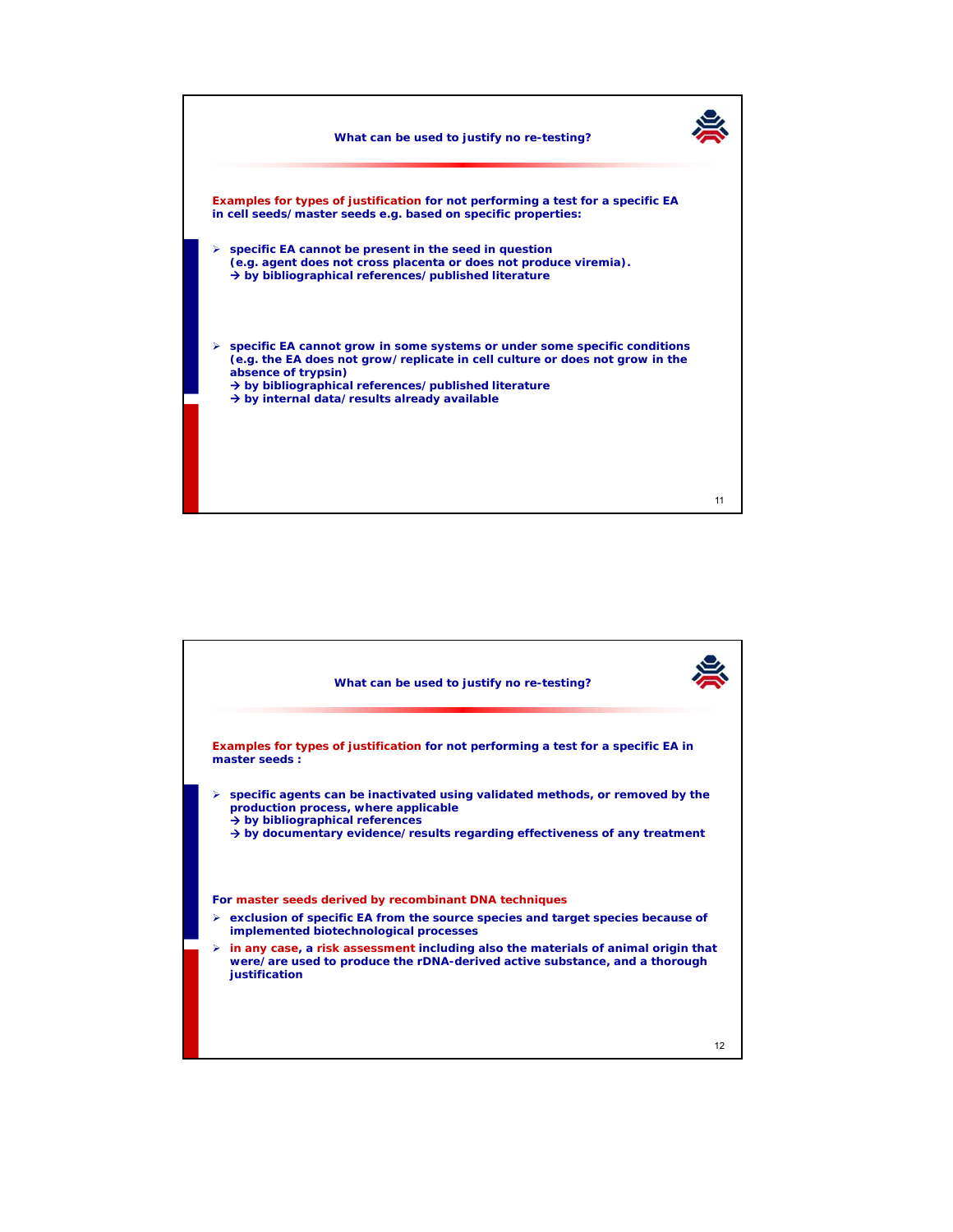## What can be used to justify no re-testing?

**Examples for types of justification for not performing a test for a specific EA in cell seeds/ master seeds e.g. based on specific properties:**

- **specific EA cannot be present in the seed in question (e.g. agent does not cross placenta or does not produce viremia).**
  **→ by bibliographical references/ published literature**

- **specific EA cannot grow in some systems or under some specific conditions (e.g. the EA does not grow/ replicate in cell culture or does not grow in the absence of trypsin)**
  **→ by bibliographical references/ published literature**
  **→ by internal data/ results already available**

## What can be used to justify no re-testing?

**Examples for types of justification for not performing a test for a specific EA in master seeds :**

- **specific agents can be inactivated using validated methods, or removed by the production process, where applicable**
  **→ by bibliographical references**
  **→ by documentary evidence/ results regarding effectiveness of any treatment**

**For master seeds derived by recombinant DNA techniques**

- **exclusion of specific EA from the source species and target species because of implemented biotechnological processes**
- **in any case, a risk assessment including also the materials of animal origin that were/ are used to produce the rDNA-derived active substance, and a thorough justification**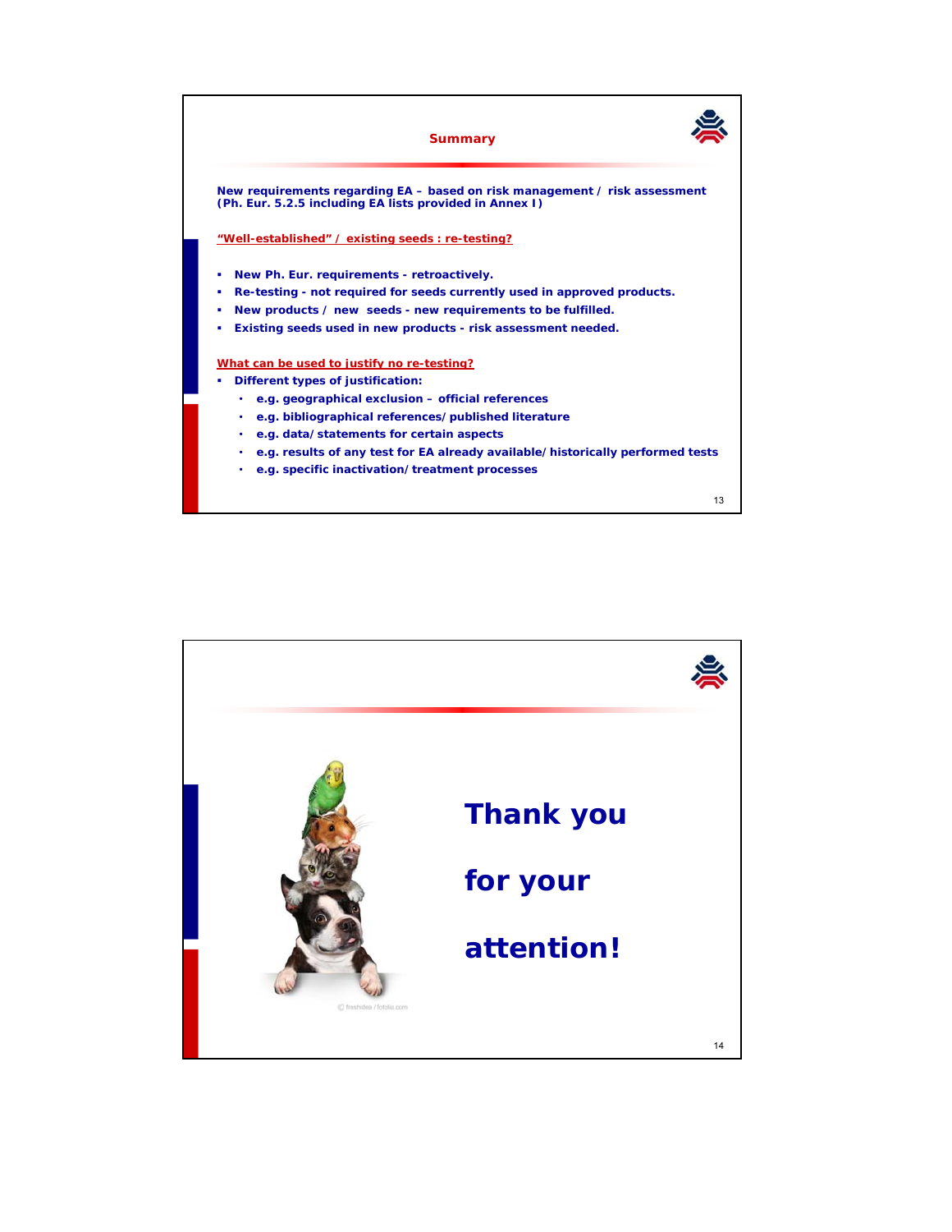## Summary

**New requirements regarding EA – based on risk management / risk assessment (Ph. Eur. 5.2.5 including EA lists provided in Annex I)**

**"Well-established" / existing seeds : re-testing?**

- **New Ph. Eur. requirements - retroactively.**
- **Re-testing - not required for seeds currently used in approved products.**
- **New products / new seeds - new requirements to be fulfilled.**
- **Existing seeds used in new products - risk assessment needed.**

**What can be used to justify no re-testing?**

- **Different types of justification:**
  - **e.g. geographical exclusion – official references**
  - **e.g. bibliographical references/published literature**
  - **e.g. data/statements for certain aspects**
  - **e.g. results of any test for EA already available/historically performed tests**
  - **e.g. specific inactivation/treatment processes**

---

© freshidea / fotolia.com

# Thank you for your attention!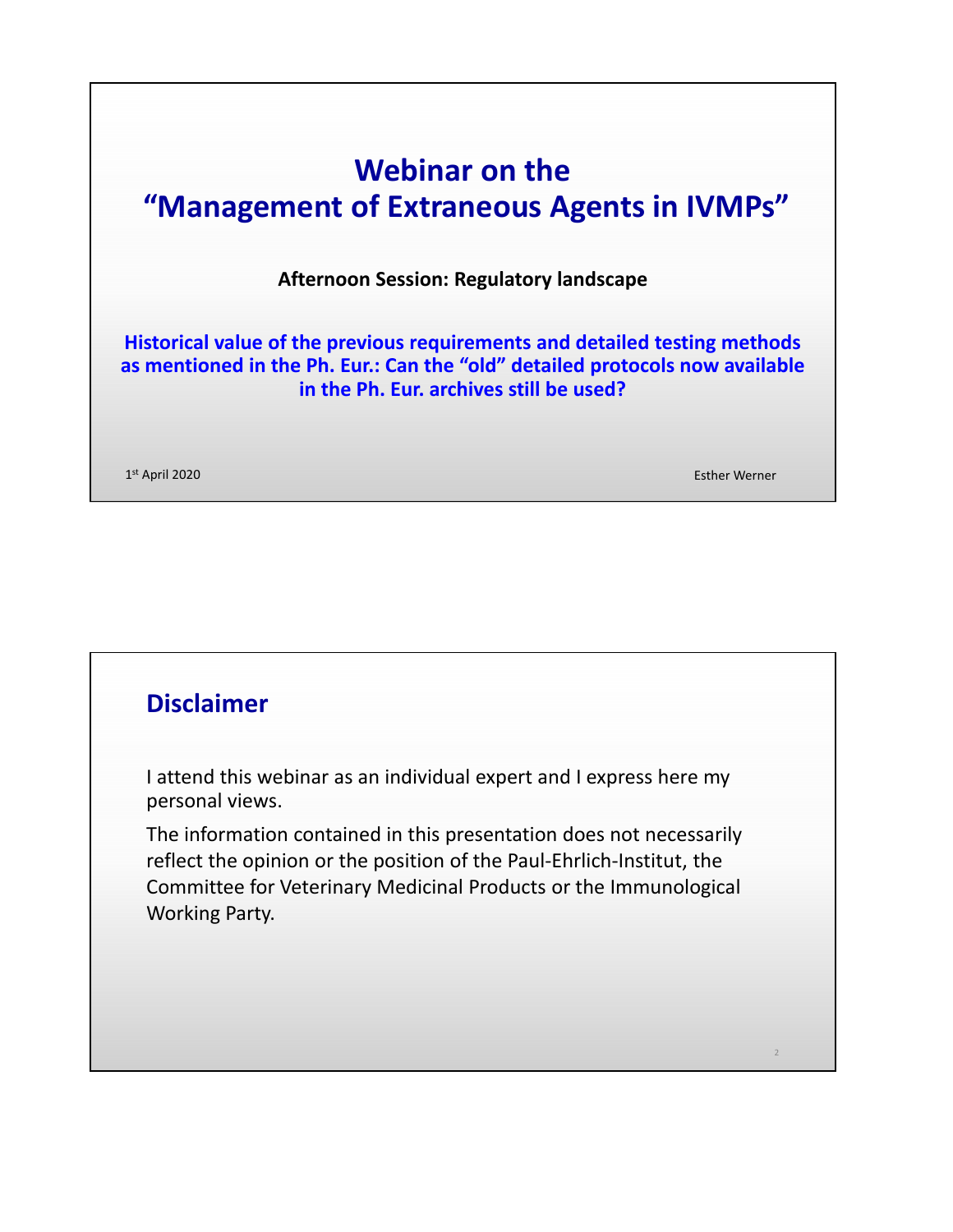# Webinar on the "Management of Extraneous Agents in IVMPs"

**Afternoon Session: Regulatory landscape**

**Historical value of the previous requirements and detailed testing methods as mentioned in the Ph. Eur.: Can the "old" detailed protocols now available in the Ph. Eur. archives still be used?**

1st April 2020

Esther Werner

## Disclaimer

I attend this webinar as an individual expert and I express here my personal views.

The information contained in this presentation does not necessarily reflect the opinion or the position of the Paul-Ehrlich-Institut, the Committee for Veterinary Medicinal Products or the Immunological Working Party.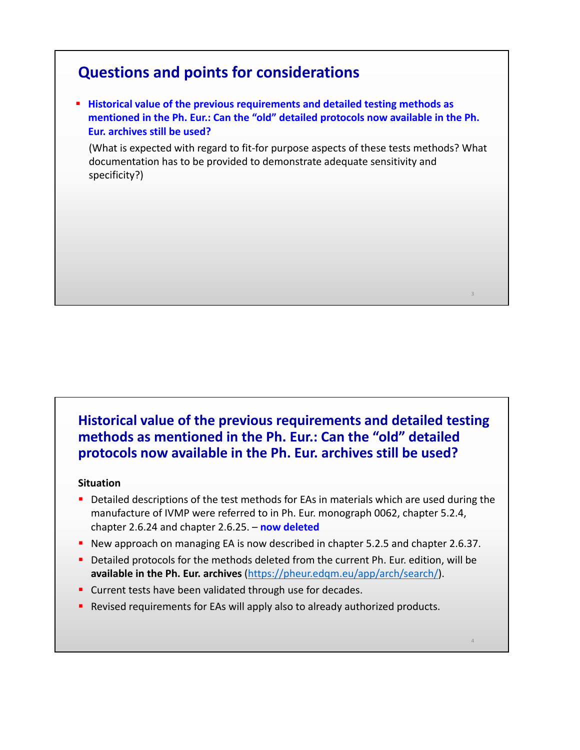## Questions and points for considerations

- **Historical value of the previous requirements and detailed testing methods as mentioned in the Ph. Eur.: Can the "old" detailed protocols now available in the Ph. Eur. archives still be used?**

  (What is expected with regard to fit-for purpose aspects of these tests methods? What documentation has to be provided to demonstrate adequate sensitivity and specificity?)

## Historical value of the previous requirements and detailed testing methods as mentioned in the Ph. Eur.: Can the "old" detailed protocols now available in the Ph. Eur. archives still be used?

**Situation**

- Detailed descriptions of the test methods for EAs in materials which are used during the manufacture of IVMP were referred to in Ph. Eur. monograph 0062, chapter 5.2.4, chapter 2.6.24 and chapter 2.6.25. – **now deleted**
- New approach on managing EA is now described in chapter 5.2.5 and chapter 2.6.37.
- Detailed protocols for the methods deleted from the current Ph. Eur. edition, will be **available in the Ph. Eur. archives** (https://pheur.edqm.eu/app/arch/search/).
- Current tests have been validated through use for decades.
- Revised requirements for EAs will apply also to already authorized products.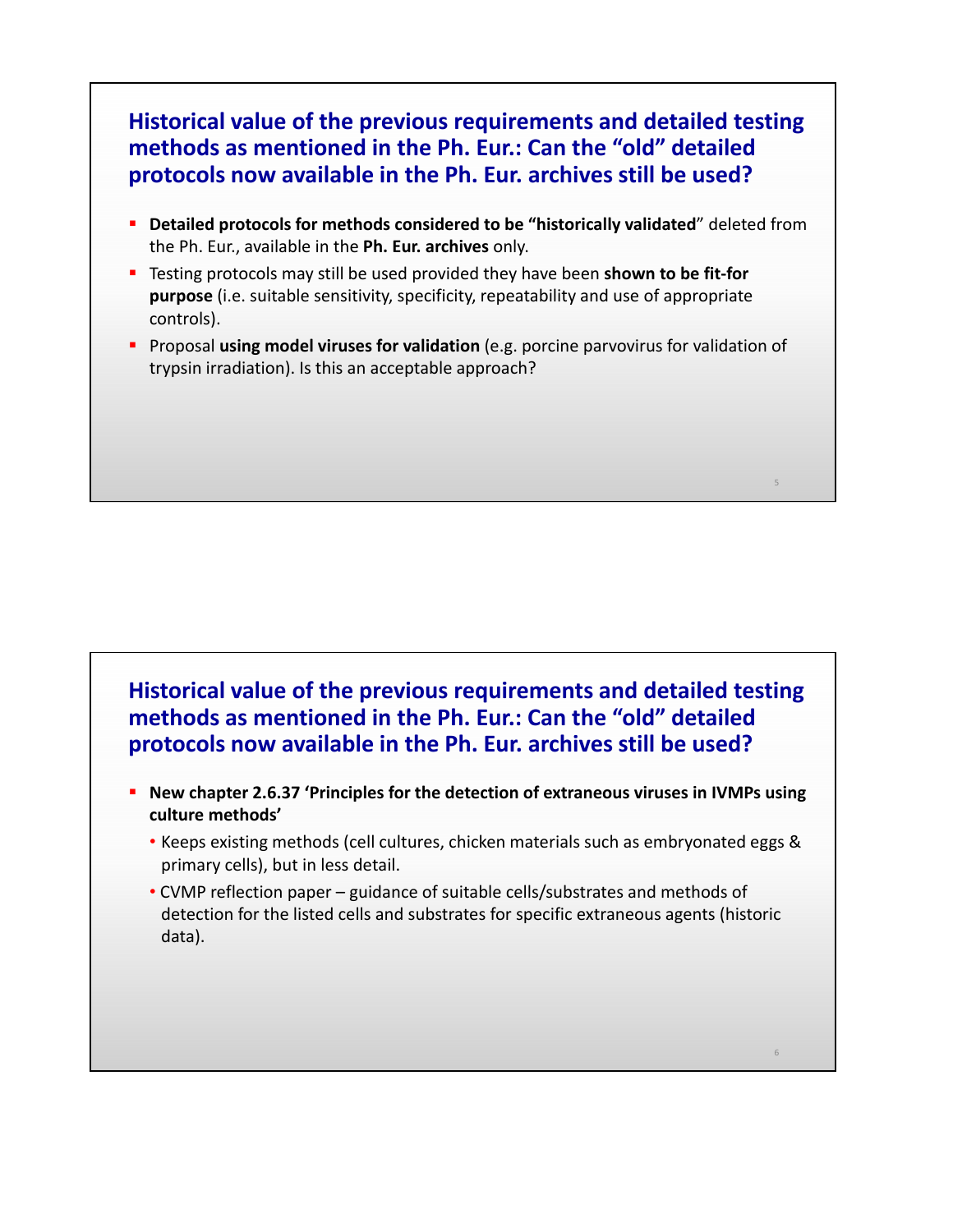## Historical value of the previous requirements and detailed testing methods as mentioned in the Ph. Eur.: Can the "old" detailed protocols now available in the Ph. Eur. archives still be used?

- **Detailed protocols for methods considered to be "historically validated**" deleted from the Ph. Eur., available in the **Ph. Eur. archives** only.
- Testing protocols may still be used provided they have been **shown to be fit-for purpose** (i.e. suitable sensitivity, specificity, repeatability and use of appropriate controls).
- Proposal **using model viruses for validation** (e.g. porcine parvovirus for validation of trypsin irradiation). Is this an acceptable approach?

## Historical value of the previous requirements and detailed testing methods as mentioned in the Ph. Eur.: Can the "old" detailed protocols now available in the Ph. Eur. archives still be used?

- **New chapter 2.6.37 'Principles for the detection of extraneous viruses in IVMPs using culture methods'**
  - Keeps existing methods (cell cultures, chicken materials such as embryonated eggs & primary cells), but in less detail.
  - CVMP reflection paper – guidance of suitable cells/substrates and methods of detection for the listed cells and substrates for specific extraneous agents (historic data).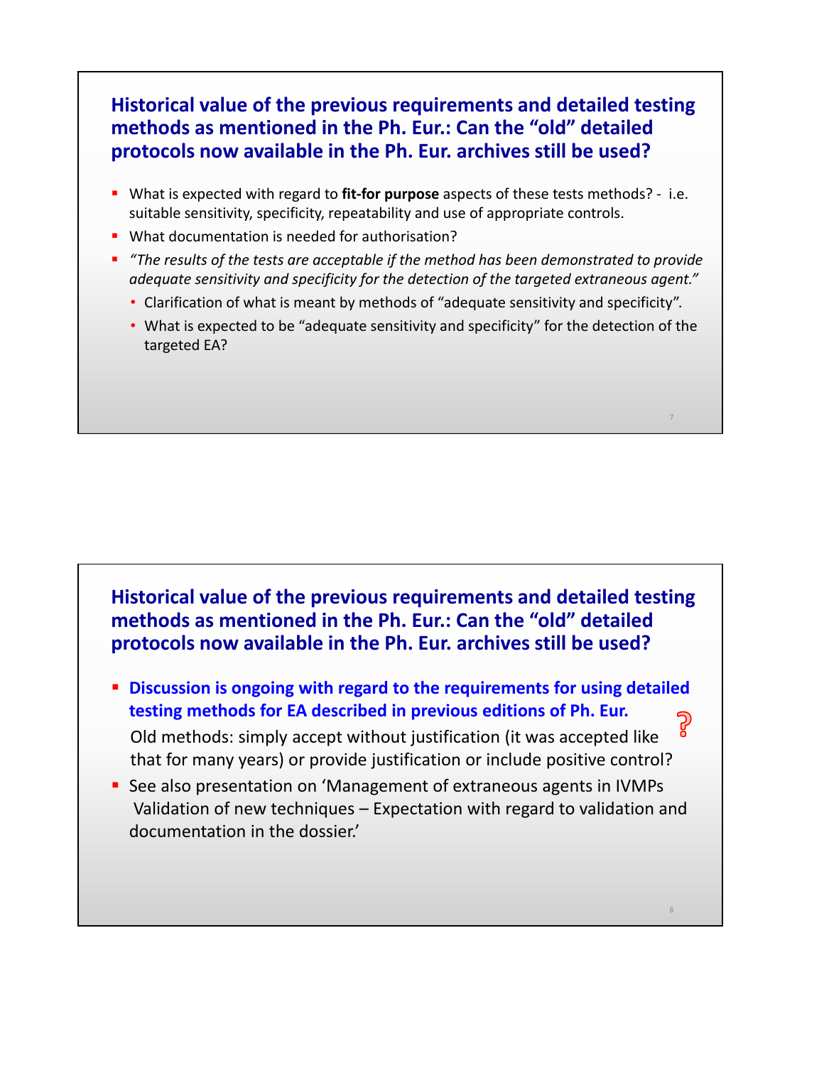## Historical value of the previous requirements and detailed testing methods as mentioned in the Ph. Eur.: Can the "old" detailed protocols now available in the Ph. Eur. archives still be used?

- What is expected with regard to **fit-for purpose** aspects of these tests methods? - i.e. suitable sensitivity, specificity, repeatability and use of appropriate controls.
- What documentation is needed for authorisation?
- *"The results of the tests are acceptable if the method has been demonstrated to provide adequate sensitivity and specificity for the detection of the targeted extraneous agent."*
  - Clarification of what is meant by methods of "adequate sensitivity and specificity".
  - What is expected to be "adequate sensitivity and specificity" for the detection of the targeted EA?

## Historical value of the previous requirements and detailed testing methods as mentioned in the Ph. Eur.: Can the "old" detailed protocols now available in the Ph. Eur. archives still be used?

- **Discussion is ongoing with regard to the requirements for using detailed testing methods for EA described in previous editions of Ph. Eur.**

  Old methods: simply accept without justification (it was accepted like that for many years) or provide justification or include positive control?
- See also presentation on 'Management of extraneous agents in IVMPs Validation of new techniques – Expectation with regard to validation and documentation in the dossier.'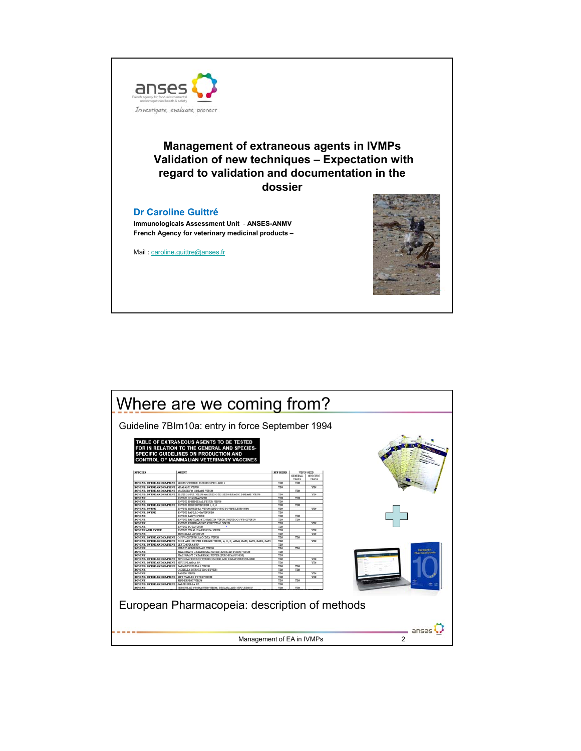# Management of extraneous agents in IVMPs Validation of new techniques – Expectation with regard to validation and documentation in the dossier

**Dr Caroline Guittré**

**Immunologicals Assessment Unit - ANSES-ANMV**

**French Agency for veterinary medicinal products –**

Mail : caroline.guittre@anses.fr

## Where are we coming from?

Guideline 7BIm10a: entry in force September 1994

**TABLE OF EXTRANEOUS AGENTS TO BE TESTED FOR IN RELATION TO THE GENERAL AND SPECIES-SPECIFIC GUIDELINES ON PRODUCTION AND CONTROL OF MAMMALIAN VETERINARY VACCINES**

European Pharmacopeia: description of methods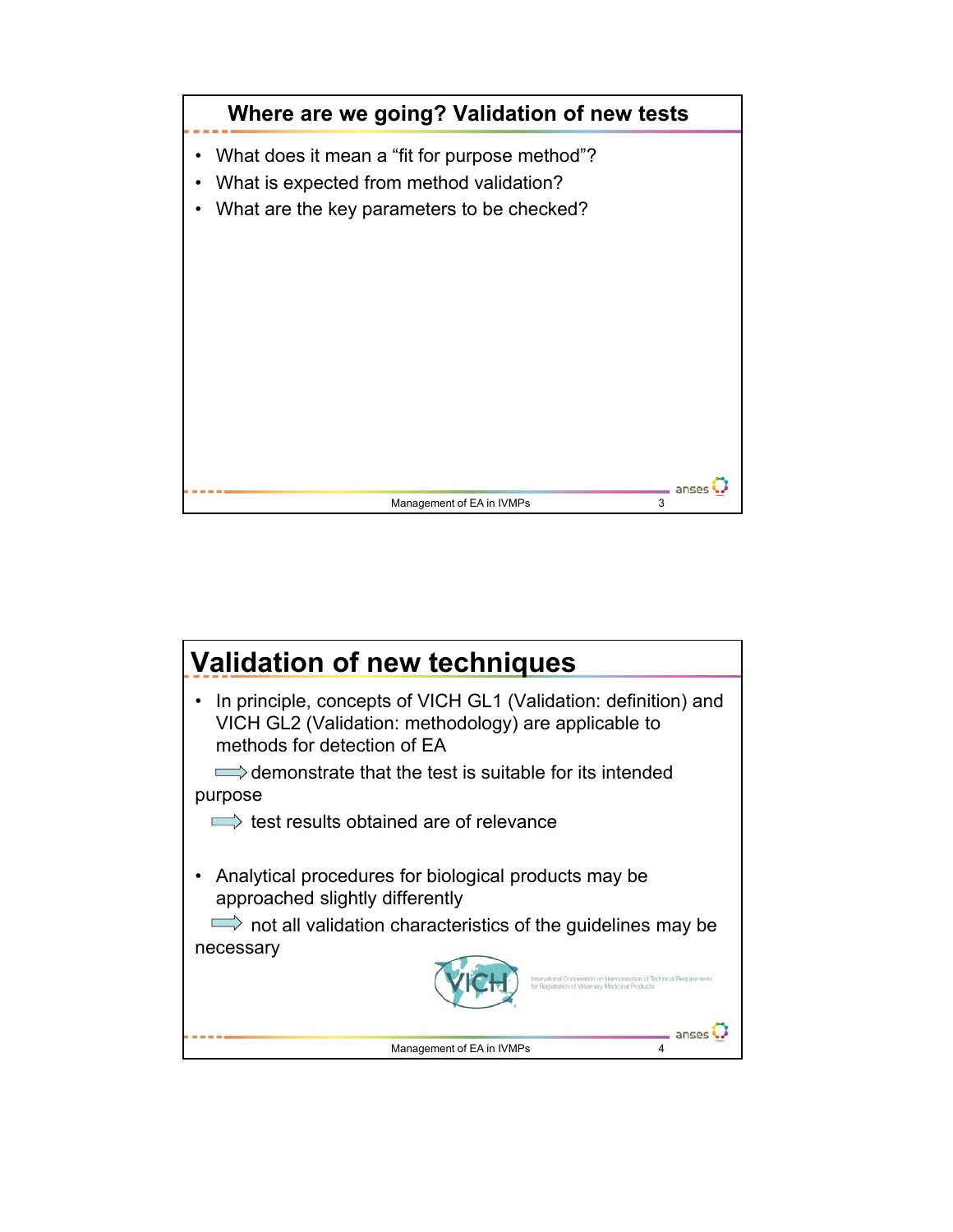## Where are we going? Validation of new tests

- What does it mean a "fit for purpose method"?
- What is expected from method validation?
- What are the key parameters to be checked?

## Validation of new techniques

- In principle, concepts of VICH GL1 (Validation: definition) and VICH GL2 (Validation: methodology) are applicable to methods for detection of EA

  ⇨ demonstrate that the test is suitable for its intended purpose

  ⇨ test results obtained are of relevance

- Analytical procedures for biological products may be approached slightly differently

  ⇨ not all validation characteristics of the guidelines may be necessary

VICH International Cooperation on Harmonisation of Technical Requirements for Registration of Veterinary Medicinal Products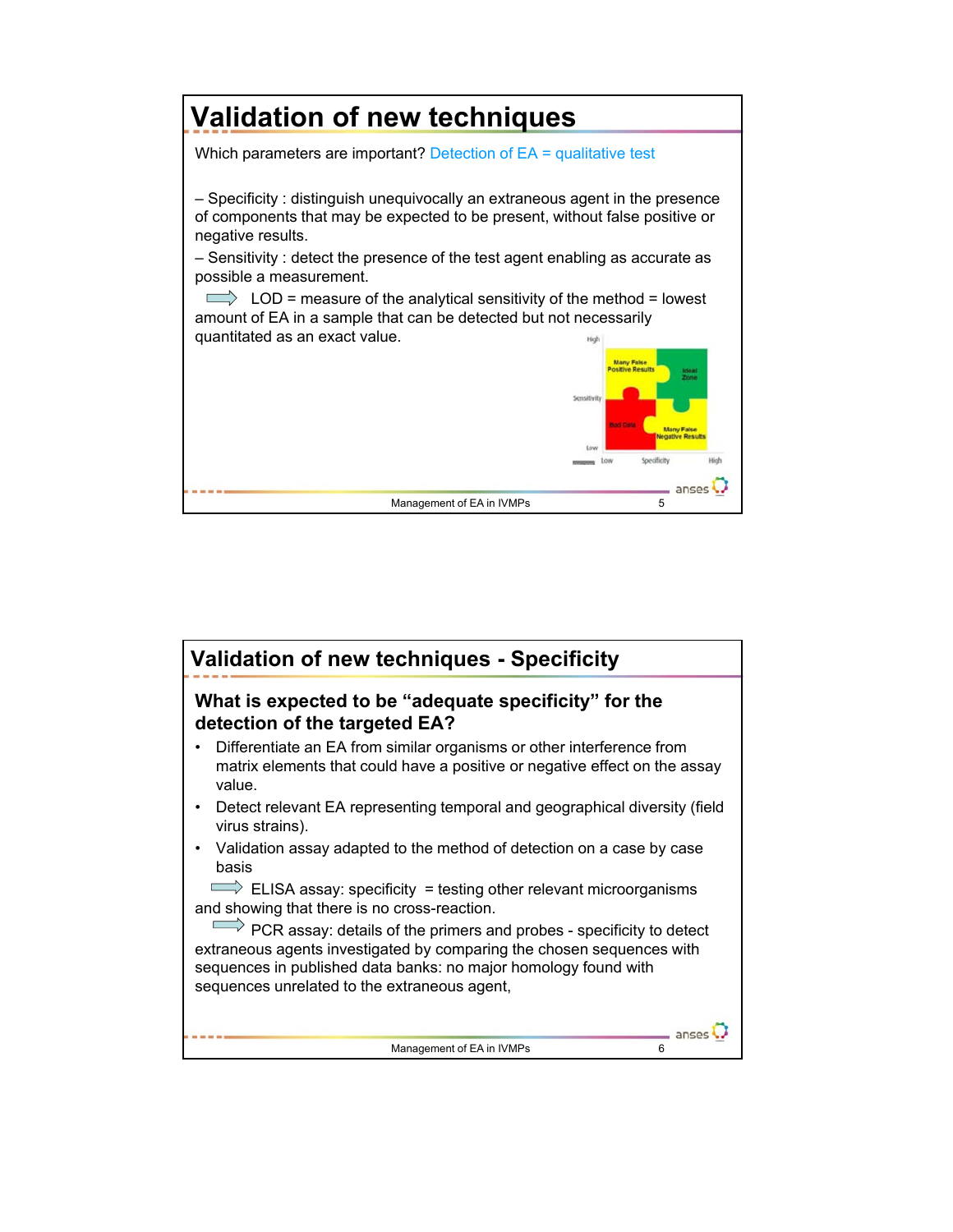# Validation of new techniques

Which parameters are important? Detection of EA = qualitative test

– Specificity : distinguish unequivocally an extraneous agent in the presence of components that may be expected to be present, without false positive or negative results.

– Sensitivity : detect the presence of the test agent enabling as accurate as possible a measurement.

⇨ LOD = measure of the analytical sensitivity of the method = lowest amount of EA in a sample that can be detected but not necessarily quantitated as an exact value.

High

Many False Positive Results | Ideal Zone

Sensitivity

Bad Data | Many False Negative Results

Low

Low Specificity High

# Validation of new techniques - Specificity

## What is expected to be "adequate specificity" for the detection of the targeted EA?

- Differentiate an EA from similar organisms or other interference from matrix elements that could have a positive or negative effect on the assay value.
- Detect relevant EA representing temporal and geographical diversity (field virus strains).
- Validation assay adapted to the method of detection on a case by case basis

⇨ ELISA assay: specificity = testing other relevant microorganisms and showing that there is no cross-reaction.

⇨ PCR assay: details of the primers and probes - specificity to detect extraneous agents investigated by comparing the chosen sequences with sequences in published data banks: no major homology found with sequences unrelated to the extraneous agent,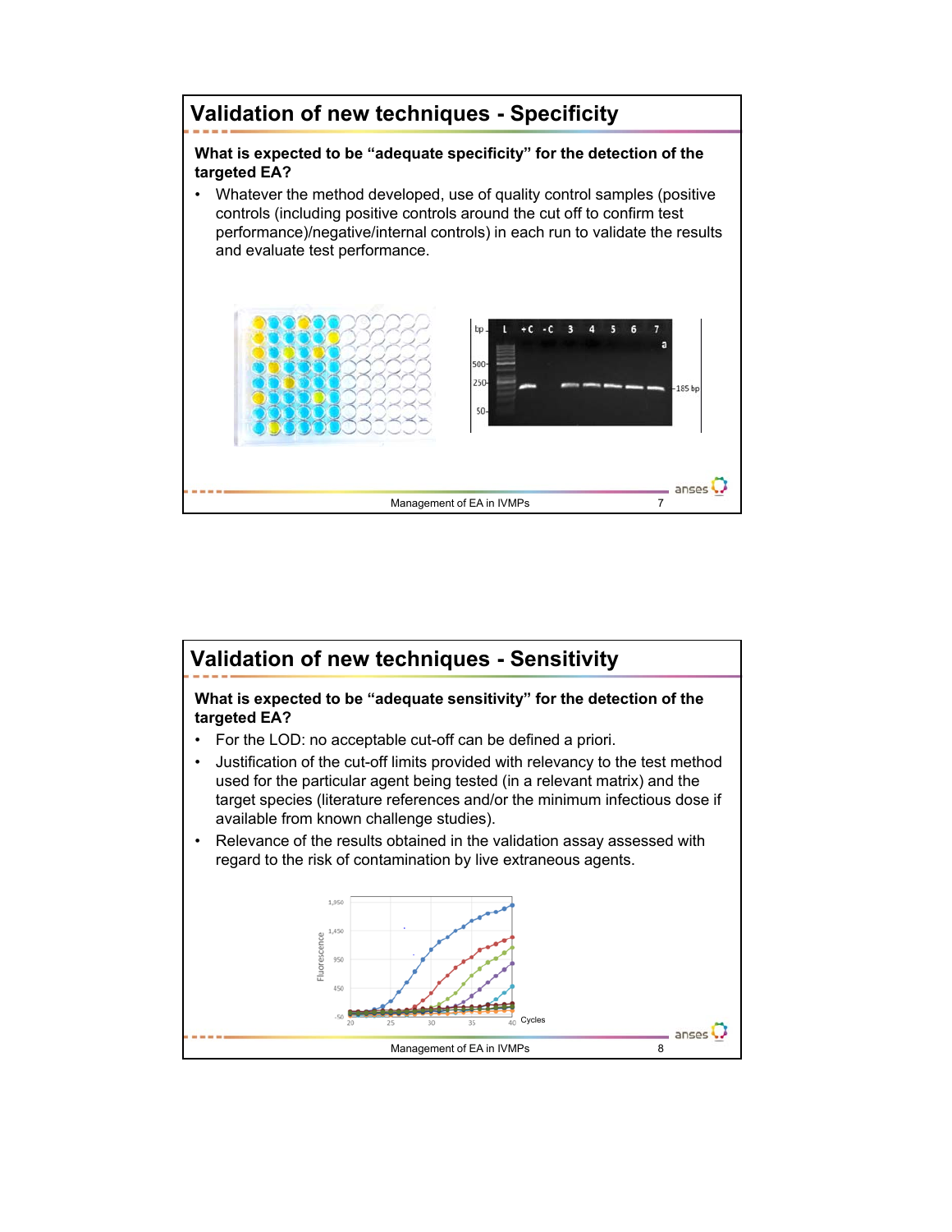# Validation of new techniques - Specificity

**What is expected to be "adequate specificity" for the detection of the targeted EA?**

- Whatever the method developed, use of quality control samples (positive controls (including positive controls around the cut off to confirm test performance)/negative/internal controls) in each run to validate the results and evaluate test performance.

# Validation of new techniques - Sensitivity

**What is expected to be "adequate sensitivity" for the detection of the targeted EA?**

- For the LOD: no acceptable cut-off can be defined a priori.
- Justification of the cut-off limits provided with relevancy to the test method used for the particular agent being tested (in a relevant matrix) and the target species (literature references and/or the minimum infectious dose if available from known challenge studies).
- Relevance of the results obtained in the validation assay assessed with regard to the risk of contamination by live extraneous agents.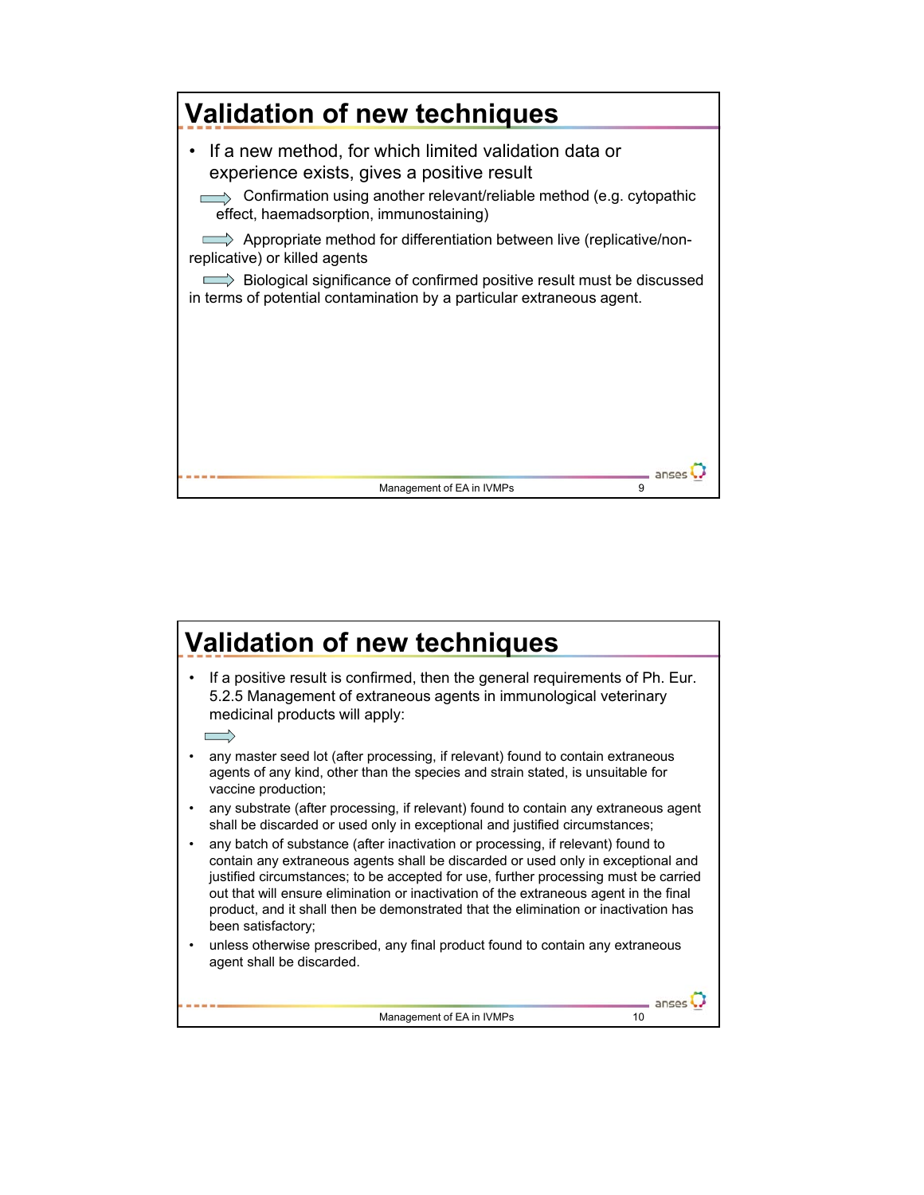## Validation of new techniques

- If a new method, for which limited validation data or experience exists, gives a positive result

  ⇨ Confirmation using another relevant/reliable method (e.g. cytopathic effect, haemadsorption, immunostaining)

  ⇨ Appropriate method for differentiation between live (replicative/non-replicative) or killed agents

  ⇨ Biological significance of confirmed positive result must be discussed in terms of potential contamination by a particular extraneous agent.

## Validation of new techniques

- If a positive result is confirmed, then the general requirements of Ph. Eur. 5.2.5 Management of extraneous agents in immunological veterinary medicinal products will apply:

  ⇨

- any master seed lot (after processing, if relevant) found to contain extraneous agents of any kind, other than the species and strain stated, is unsuitable for vaccine production;
- any substrate (after processing, if relevant) found to contain any extraneous agent shall be discarded or used only in exceptional and justified circumstances;
- any batch of substance (after inactivation or processing, if relevant) found to contain any extraneous agents shall be discarded or used only in exceptional and justified circumstances; to be accepted for use, further processing must be carried out that will ensure elimination or inactivation of the extraneous agent in the final product, and it shall then be demonstrated that the elimination or inactivation has been satisfactory;
- unless otherwise prescribed, any final product found to contain any extraneous agent shall be discarded.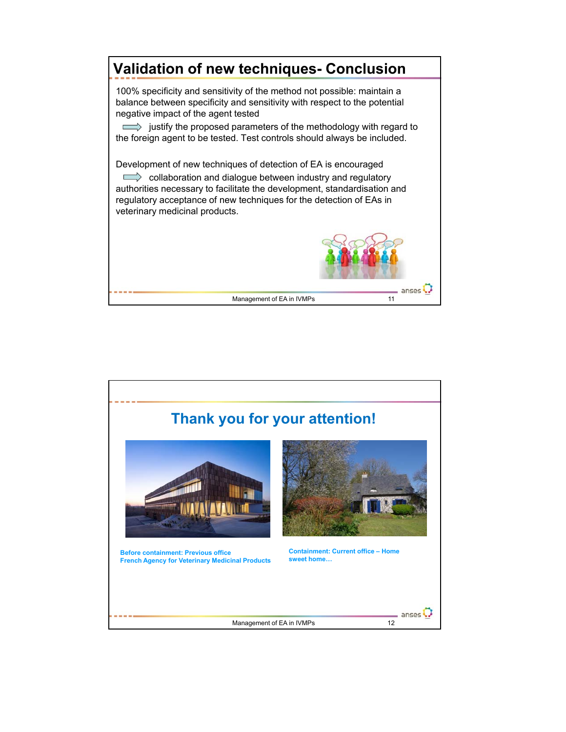## Validation of new techniques- Conclusion

100% specificity and sensitivity of the method not possible: maintain a balance between specificity and sensitivity with respect to the potential negative impact of the agent tested

⇨ justify the proposed parameters of the methodology with regard to the foreign agent to be tested. Test controls should always be included.

Development of new techniques of detection of EA is encouraged

⇨ collaboration and dialogue between industry and regulatory authorities necessary to facilitate the development, standardisation and regulatory acceptance of new techniques for the detection of EAs in veterinary medicinal products.

## Thank you for your attention!

**Before containment: Previous office French Agency for Veterinary Medicinal Products**

**Containment: Current office – Home sweet home…**